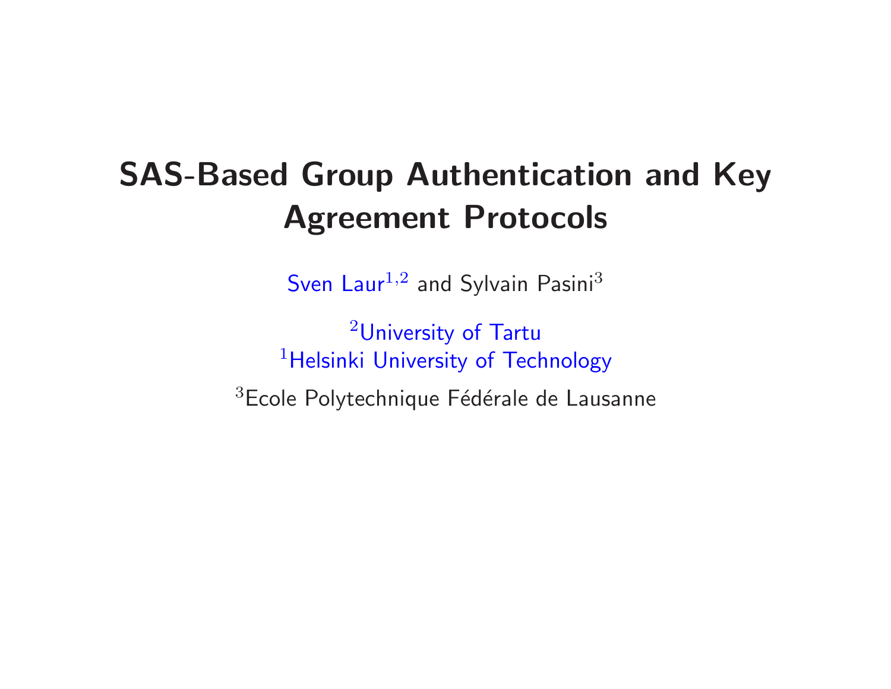# SAS-Based Group Authentication and Key Agreement Protocols

Sven Laur[1,2] and Sylvain Pasini[3]

[2]University of Tartu
[1]Helsinki University of Technology

[3]Ecole Polytechnique Fédérale de Lausanne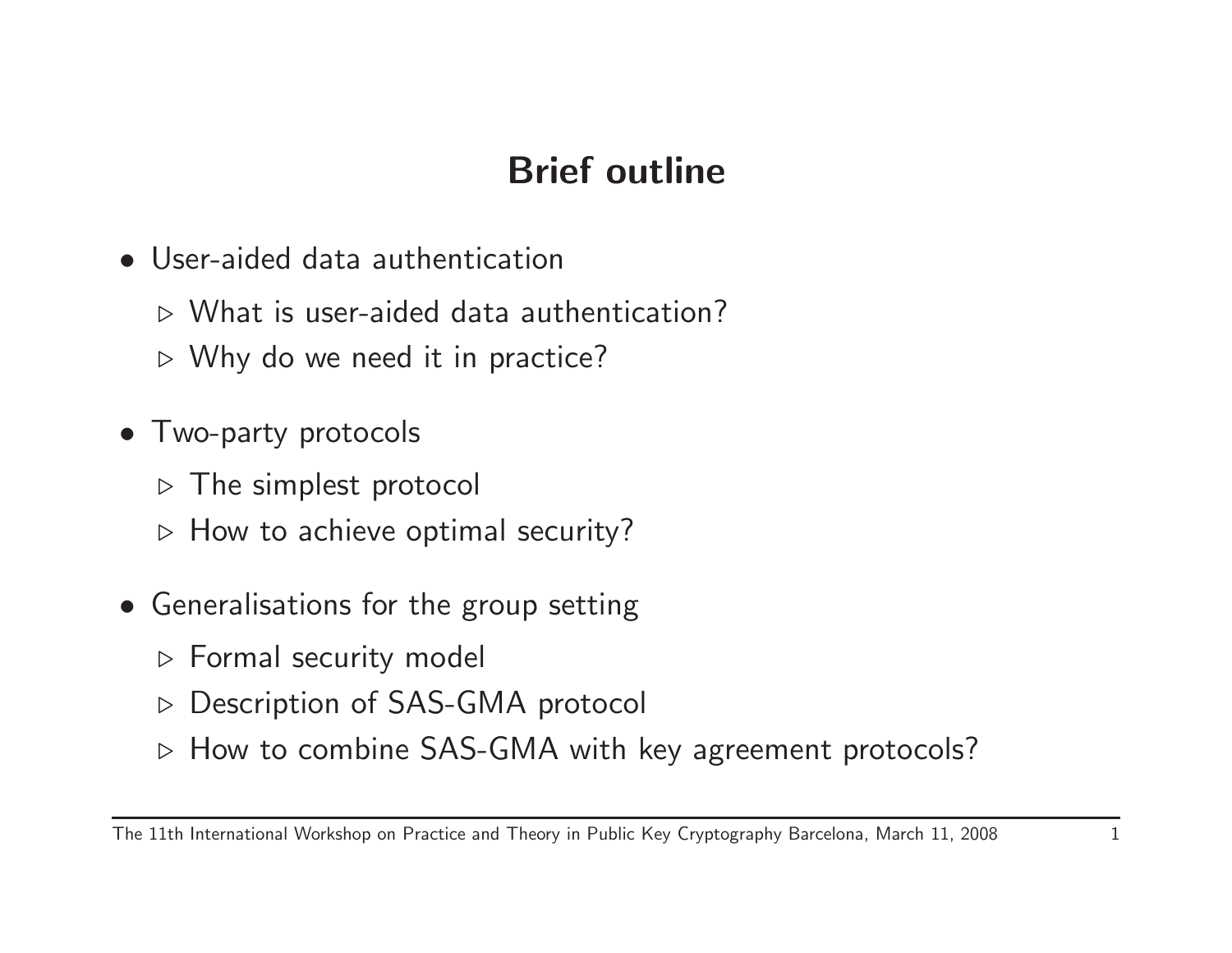# Brief outline

- User-aided data authentication
  - What is user-aided data authentication?
  - Why do we need it in practice?
- Two-party protocols
  - The simplest protocol
  - How to achieve optimal security?
- Generalisations for the group setting
  - Formal security model
  - Description of SAS-GMA protocol
  - How to combine SAS-GMA with key agreement protocols?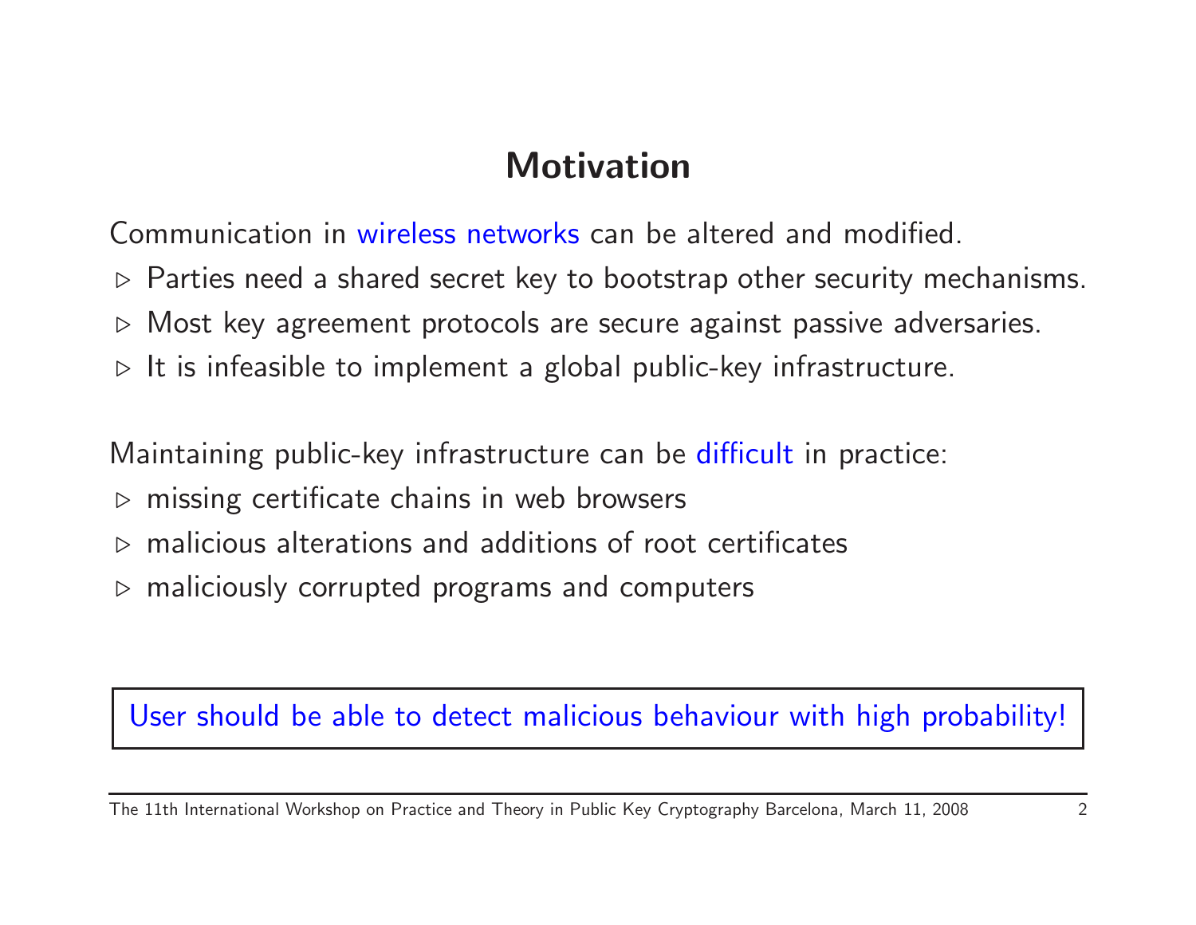# Motivation

Communication in wireless networks can be altered and modified.

- Parties need a shared secret key to bootstrap other security mechanisms.
- Most key agreement protocols are secure against passive adversaries.
- It is infeasible to implement a global public-key infrastructure.

Maintaining public-key infrastructure can be difficult in practice:

- missing certificate chains in web browsers
- malicious alterations and additions of root certificates
- maliciously corrupted programs and computers

User should be able to detect malicious behaviour with high probability!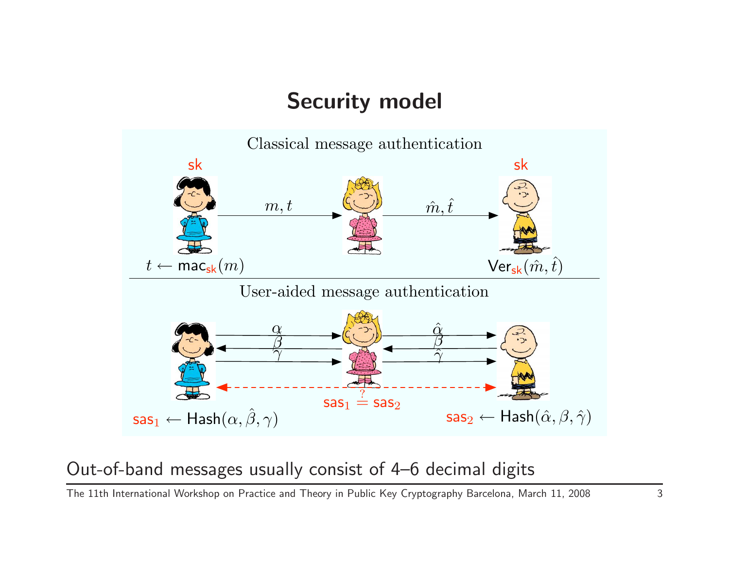# Security model

Classical message authentication

sk sk

$m, t$ $\hat{m}, \hat{t}$

$t \leftarrow \mathsf{mac}_{\mathsf{sk}}(m)$ $\mathsf{Ver}_{\mathsf{sk}}(\hat{m}, \hat{t})$

User-aided message authentication

$\alpha$ $\beta$ $\gamma$ $\hat{\alpha}$ $\hat{\beta}$ $\hat{\gamma}$

$\mathsf{sas}_1 \stackrel{?}{=} \mathsf{sas}_2$

$\mathsf{sas}_1 \leftarrow \mathsf{Hash}(\alpha, \hat{\beta}, \gamma)$ $\mathsf{sas}_2 \leftarrow \mathsf{Hash}(\hat{\alpha}, \beta, \hat{\gamma})$

Out-of-band messages usually consist of 4–6 decimal digits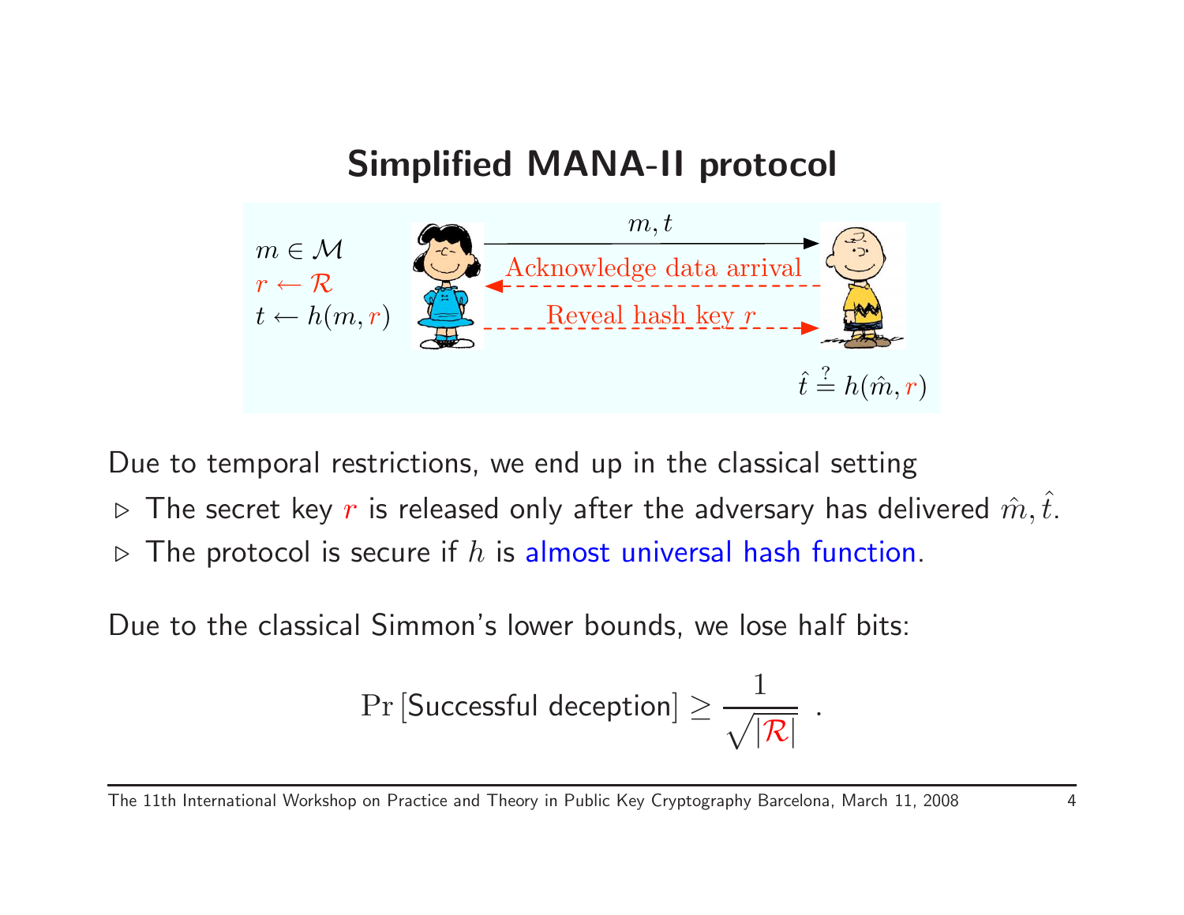# Simplified MANA-II protocol

$m \in \mathcal{M}$
$r \leftarrow \mathcal{R}$
$t \leftarrow h(m, r)$

$m, t$

Acknowledge data arrival

Reveal hash key $r$

$\hat{t} \stackrel{?}{=} h(\hat{m}, r)$

Due to temporal restrictions, we end up in the classical setting

- The secret key $r$ is released only after the adversary has delivered $\hat{m}, \hat{t}$.
- The protocol is secure if $h$ is almost universal hash function.

Due to the classical Simmon's lower bounds, we lose half bits:

$$\Pr\left[\text{Successful deception}\right] \geq \frac{1}{\sqrt{|\mathcal{R}|}} \ .$$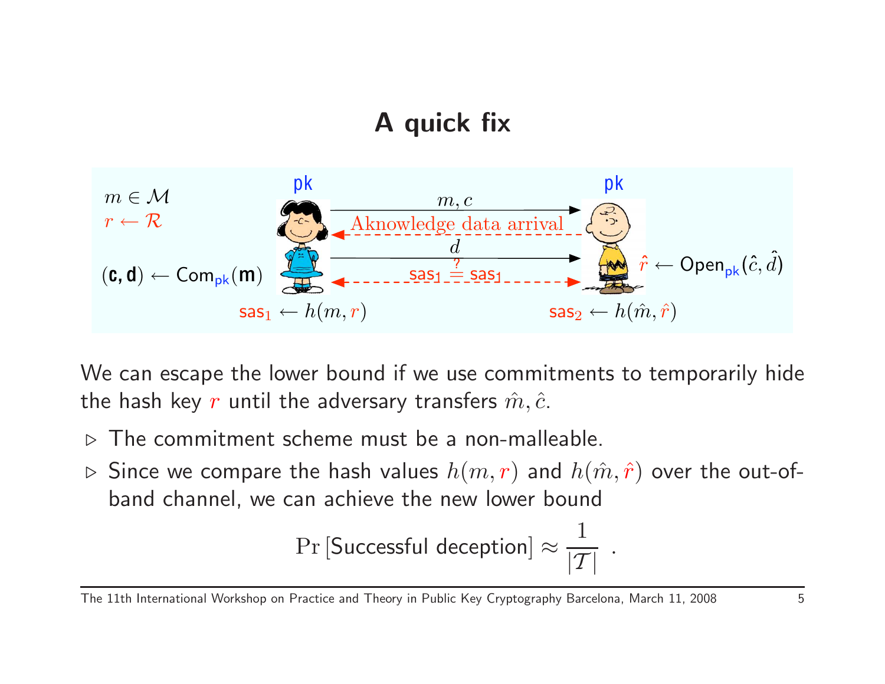# A quick fix

$m \in \mathcal{M}$

$r \leftarrow \mathcal{R}$

$(\mathbf{c}, \mathbf{d}) \leftarrow \mathsf{Com}_{\mathsf{pk}}(\mathbf{m})$

pk — $m, c$ → pk

← Aknowledge data arrival

$d$ →

$\mathsf{sas}_1 \stackrel{?}{=} \mathsf{sas}_1$

$\hat{r} \leftarrow \mathsf{Open}_{\mathsf{pk}}(\hat{c}, \hat{d})$

$\mathsf{sas}_1 \leftarrow h(m, r)$ $\quad$ $\mathsf{sas}_2 \leftarrow h(\hat{m}, \hat{r})$

We can escape the lower bound if we use commitments to temporarily hide the hash key $r$ until the adversary transfers $\hat{m}, \hat{c}$.

- The commitment scheme must be a non-malleable.
- Since we compare the hash values $h(m, r)$ and $h(\hat{m}, \hat{r})$ over the out-of-band channel, we can achieve the new lower bound

$$\Pr\left[\text{Successful deception}\right] \approx \frac{1}{|\mathcal{T}|} \ .$$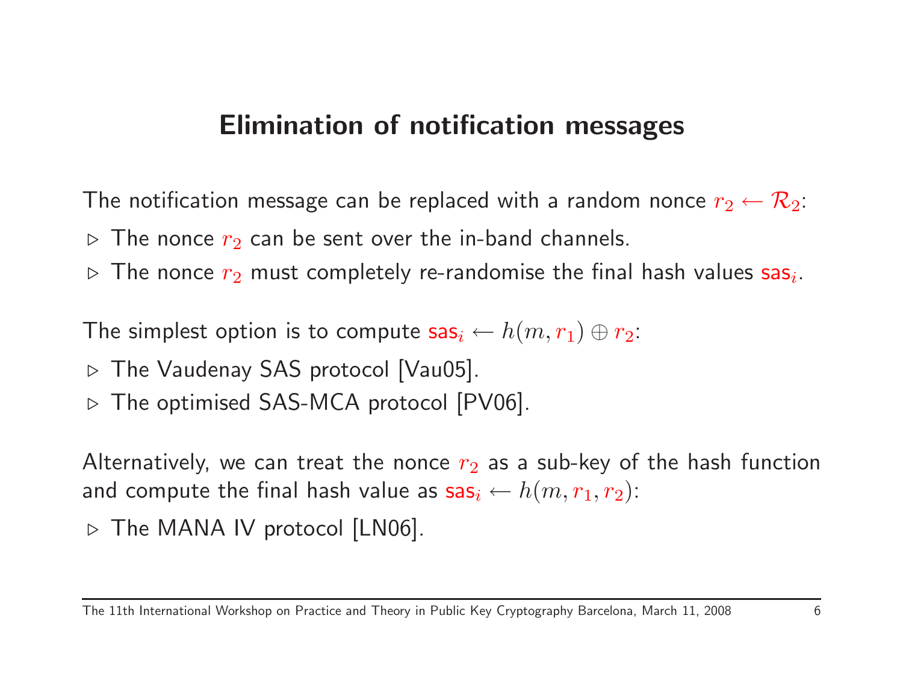# Elimination of notification messages

The notification message can be replaced with a random nonce $r_2 \leftarrow \mathcal{R}_2$:

- ▷ The nonce $r_2$ can be sent over the in-band channels.
- ▷ The nonce $r_2$ must completely re-randomise the final hash values $\mathsf{sas}_i$.

The simplest option is to compute $\mathsf{sas}_i \leftarrow h(m, r_1) \oplus r_2$:

- ▷ The Vaudenay SAS protocol [Vau05].
- ▷ The optimised SAS-MCA protocol [PV06].

Alternatively, we can treat the nonce $r_2$ as a sub-key of the hash function and compute the final hash value as $\mathsf{sas}_i \leftarrow h(m, r_1, r_2)$:

- ▷ The MANA IV protocol [LN06].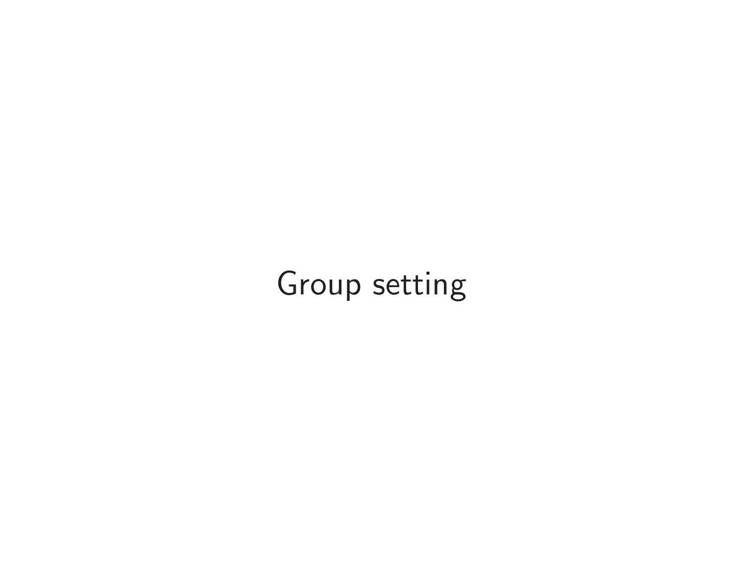# Group setting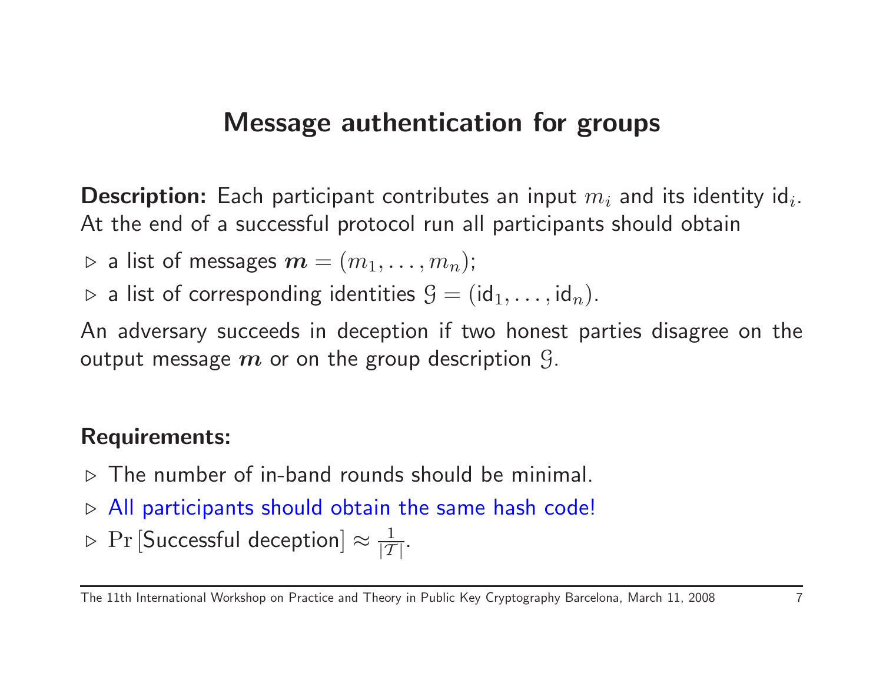# Message authentication for groups

**Description:** Each participant contributes an input $m_i$ and its identity $\mathsf{id}_i$. At the end of a successful protocol run all participants should obtain

- ▷ a list of messages $\boldsymbol{m} = (m_1, \ldots, m_n)$;
- ▷ a list of corresponding identities $\mathcal{G} = (\mathsf{id}_1, \ldots, \mathsf{id}_n)$.

An adversary succeeds in deception if two honest parties disagree on the output message $\boldsymbol{m}$ or on the group description $\mathcal{G}$.

**Requirements:**

- ▷ The number of in-band rounds should be minimal.
- ▷ All participants should obtain the same hash code!
- ▷ $\Pr[\text{Successful deception}] \approx \frac{1}{|\mathcal{T}|}$.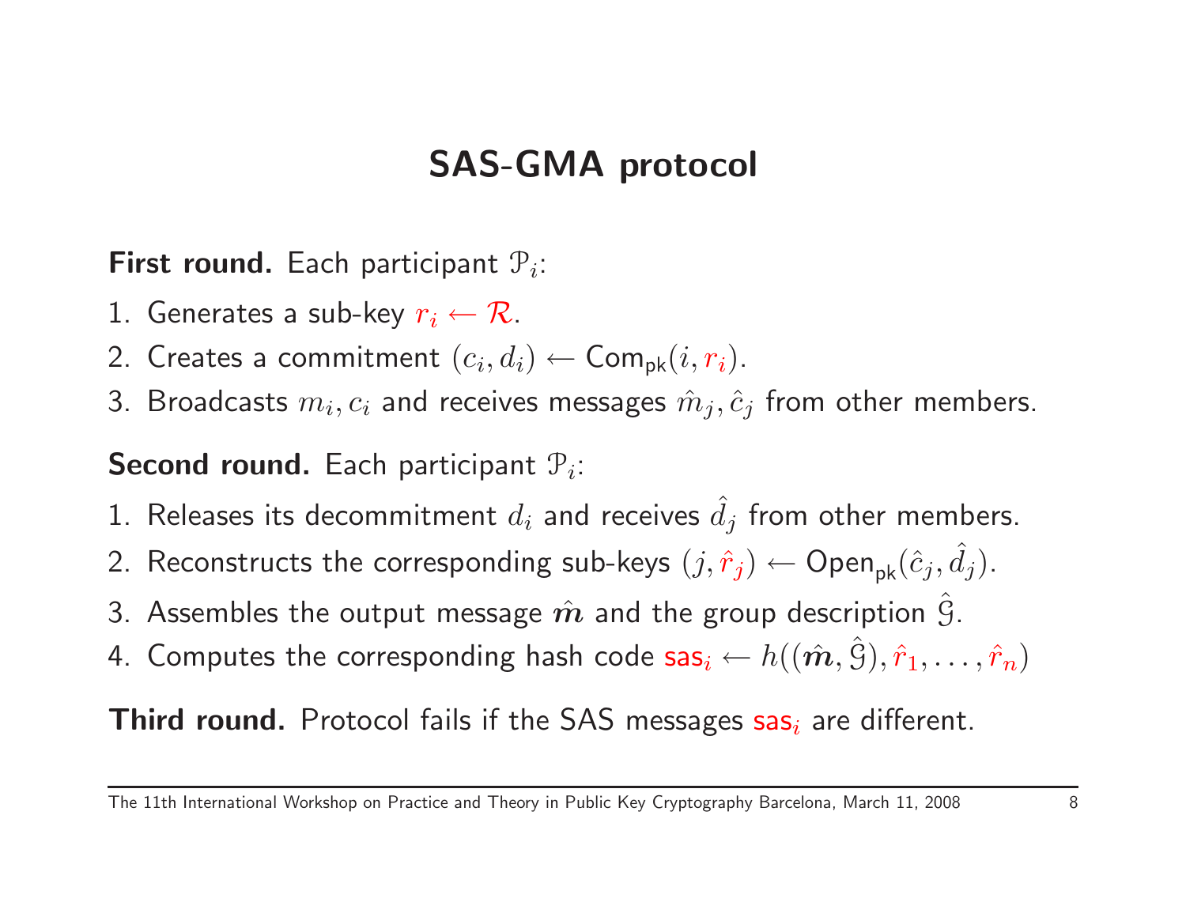# SAS-GMA protocol

**First round.** Each participant $\mathcal{P}_i$:

1. Generates a sub-key $r_i \leftarrow \mathcal{R}$.
2. Creates a commitment $(c_i, d_i) \leftarrow \mathsf{Com}_{\mathsf{pk}}(i, r_i)$.
3. Broadcasts $m_i, c_i$ and receives messages $\hat{m}_j, \hat{c}_j$ from other members.

**Second round.** Each participant $\mathcal{P}_i$:

1. Releases its decommitment $d_i$ and receives $\hat{d}_j$ from other members.
2. Reconstructs the corresponding sub-keys $(j, \hat{r}_j) \leftarrow \mathsf{Open}_{\mathsf{pk}}(\hat{c}_j, \hat{d}_j)$.
3. Assembles the output message $\hat{\boldsymbol{m}}$ and the group description $\hat{\mathcal{G}}$.
4. Computes the corresponding hash code $\mathsf{sas}_i \leftarrow h((\hat{\boldsymbol{m}}, \hat{\mathcal{G}}), \hat{r}_1, \ldots, \hat{r}_n)$

**Third round.** Protocol fails if the SAS messages $\mathsf{sas}_i$ are different.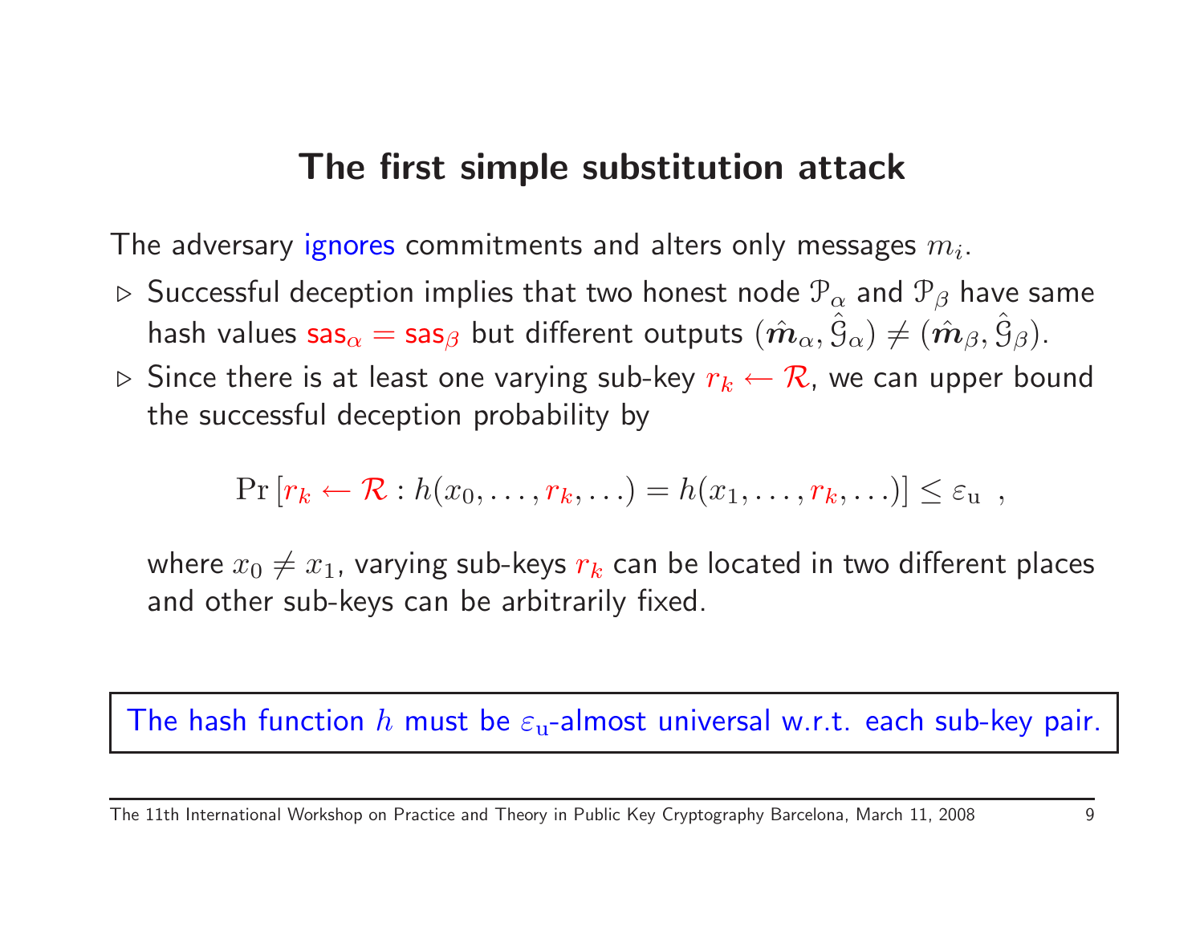## The first simple substitution attack

The adversary ignores commitments and alters only messages $m_i$.

- ▷ Successful deception implies that two honest node $\mathcal{P}_\alpha$ and $\mathcal{P}_\beta$ have same hash values $\mathsf{sas}_\alpha = \mathsf{sas}_\beta$ but different outputs $(\hat{\boldsymbol{m}}_\alpha, \hat{\mathcal{G}}_\alpha) \neq (\hat{\boldsymbol{m}}_\beta, \hat{\mathcal{G}}_\beta)$.
- ▷ Since there is at least one varying sub-key $r_k \leftarrow \mathcal{R}$, we can upper bound the successful deception probability by

$$\Pr\left[r_k \leftarrow \mathcal{R} : h(x_0, \ldots, r_k, \ldots) = h(x_1, \ldots, r_k, \ldots)\right] \leq \varepsilon_{\mathrm{u}} \ ,$$

  where $x_0 \neq x_1$, varying sub-keys $r_k$ can be located in two different places and other sub-keys can be arbitrarily fixed.

The hash function $h$ must be $\varepsilon_{\mathrm{u}}$-almost universal w.r.t. each sub-key pair.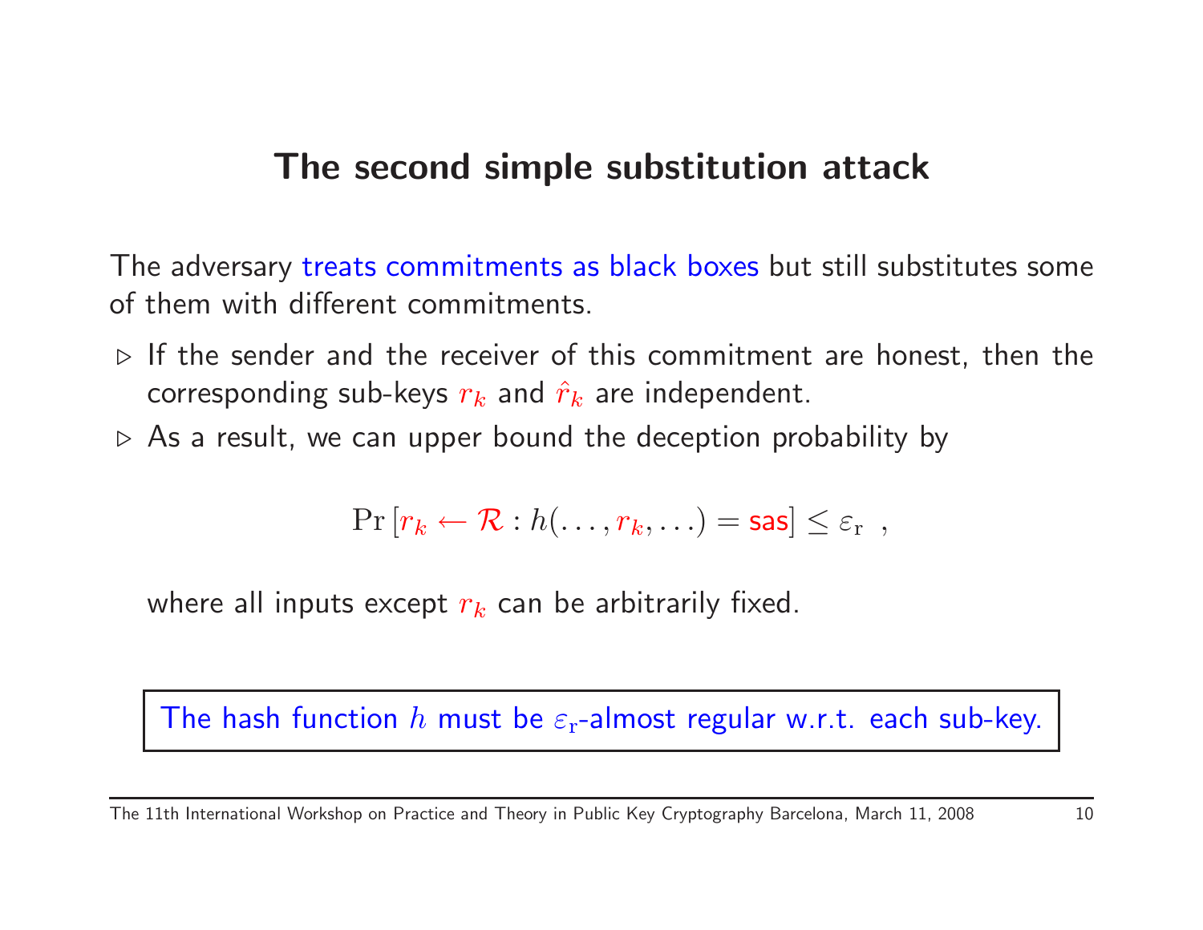# The second simple substitution attack

The adversary treats commitments as black boxes but still substitutes some of them with different commitments.

- If the sender and the receiver of this commitment are honest, then the corresponding sub-keys $r_k$ and $\hat{r}_k$ are independent.
- As a result, we can upper bound the deception probability by

$$\Pr\left[r_k \leftarrow \mathcal{R} : h(\ldots, r_k, \ldots) = \mathsf{sas}\right] \leq \varepsilon_{\mathrm{r}} \ ,$$

  where all inputs except $r_k$ can be arbitrarily fixed.

> The hash function $h$ must be $\varepsilon_{\mathrm{r}}$-almost regular w.r.t. each sub-key.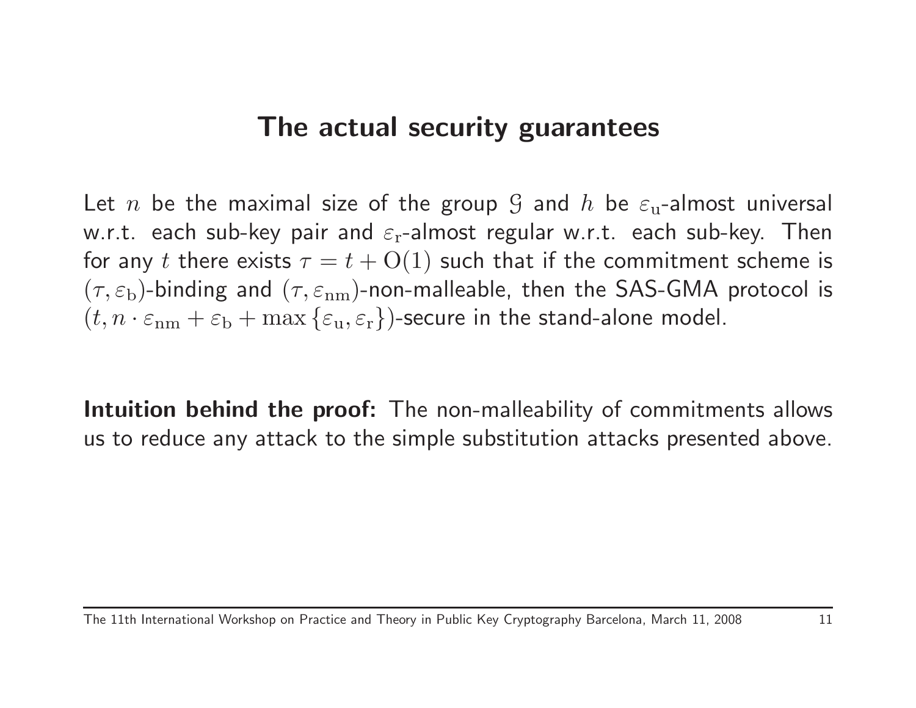# The actual security guarantees

Let $n$ be the maximal size of the group $\mathcal{G}$ and $h$ be $\varepsilon_{\mathrm{u}}$-almost universal w.r.t. each sub-key pair and $\varepsilon_{\mathrm{r}}$-almost regular w.r.t. each sub-key. Then for any $t$ there exists $\tau = t + \mathrm{O}(1)$ such that if the commitment scheme is $(\tau, \varepsilon_{\mathrm{b}})$-binding and $(\tau, \varepsilon_{\mathrm{nm}})$-non-malleable, then the SAS-GMA protocol is $(t, n \cdot \varepsilon_{\mathrm{nm}} + \varepsilon_{\mathrm{b}} + \max\{\varepsilon_{\mathrm{u}}, \varepsilon_{\mathrm{r}}\})$-secure in the stand-alone model.

**Intuition behind the proof:** The non-malleability of commitments allows us to reduce any attack to the simple substitution attacks presented above.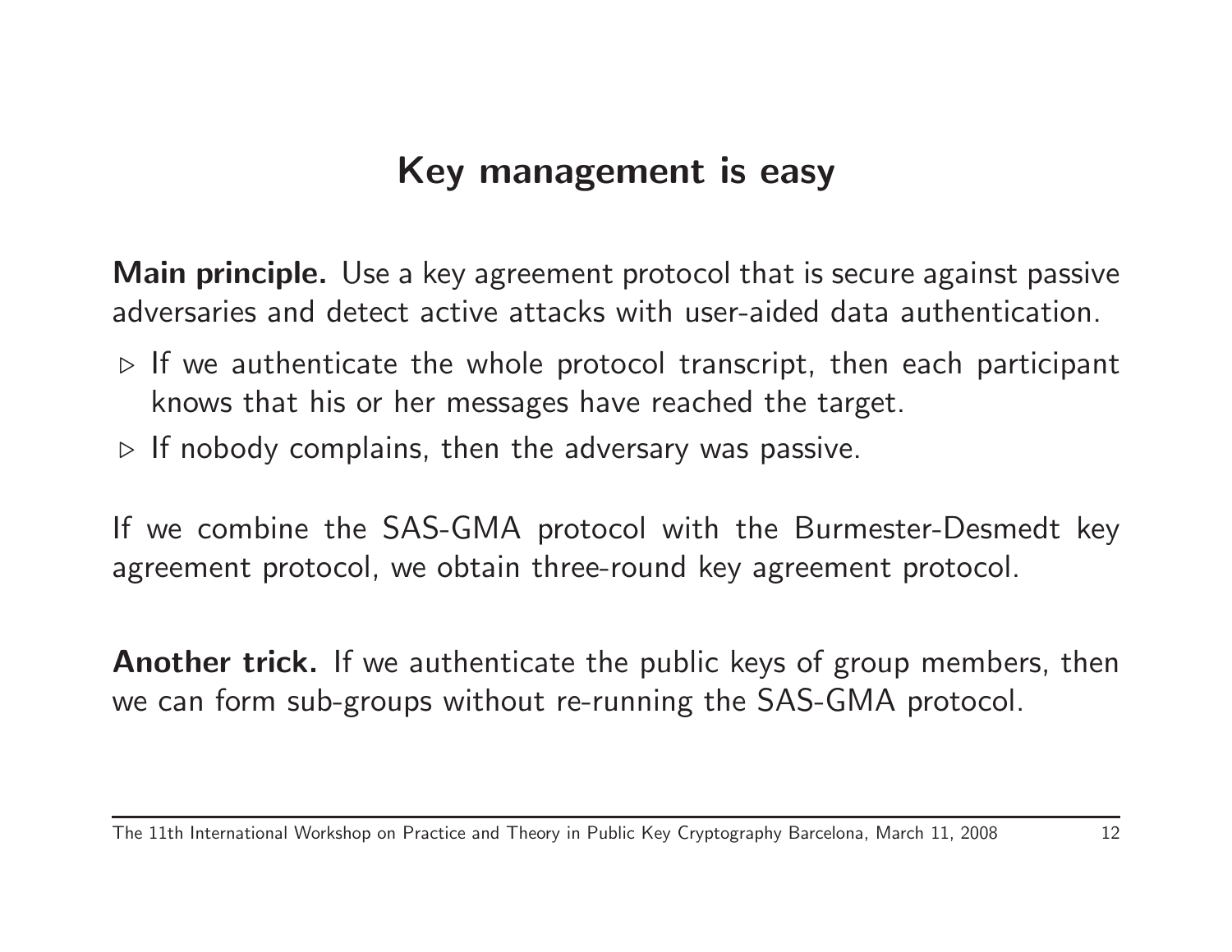## Key management is easy

**Main principle.** Use a key agreement protocol that is secure against passive adversaries and detect active attacks with user-aided data authentication.

- ▷ If we authenticate the whole protocol transcript, then each participant knows that his or her messages have reached the target.
- ▷ If nobody complains, then the adversary was passive.

If we combine the SAS-GMA protocol with the Burmester-Desmedt key agreement protocol, we obtain three-round key agreement protocol.

**Another trick.** If we authenticate the public keys of group members, then we can form sub-groups without re-running the SAS-GMA protocol.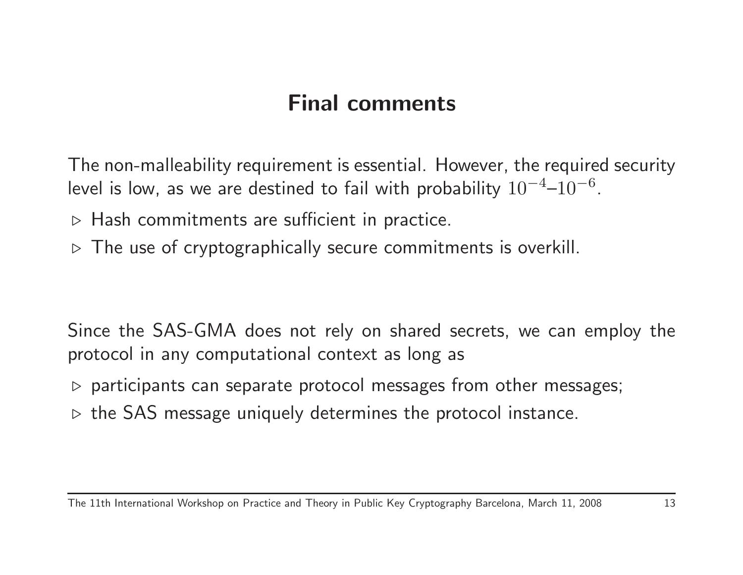# Final comments

The non-malleability requirement is essential. However, the required security level is low, as we are destined to fail with probability $10^{-4}$–$10^{-6}$.

- ▷ Hash commitments are sufficient in practice.
- ▷ The use of cryptographically secure commitments is overkill.

Since the SAS-GMA does not rely on shared secrets, we can employ the protocol in any computational context as long as

- ▷ participants can separate protocol messages from other messages;
- ▷ the SAS message uniquely determines the protocol instance.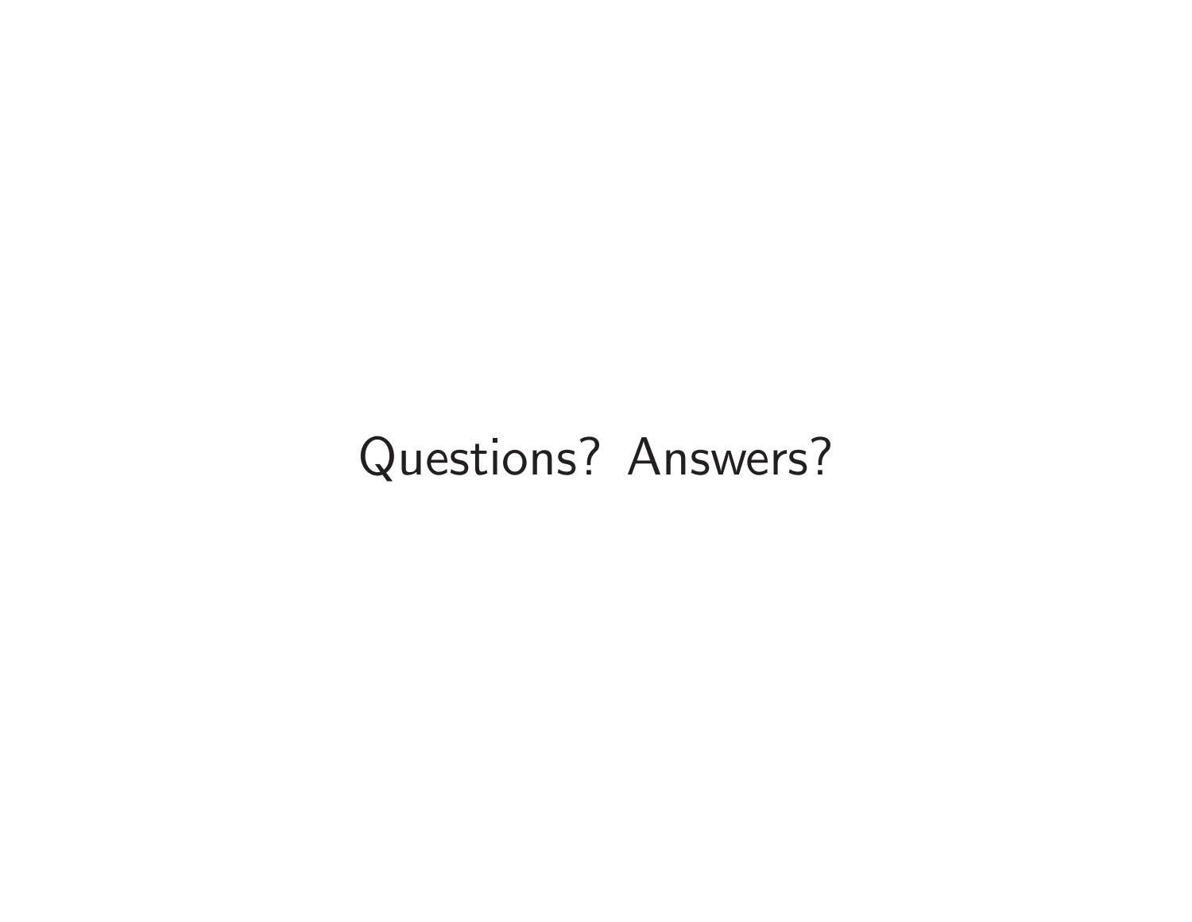Questions? Answers?